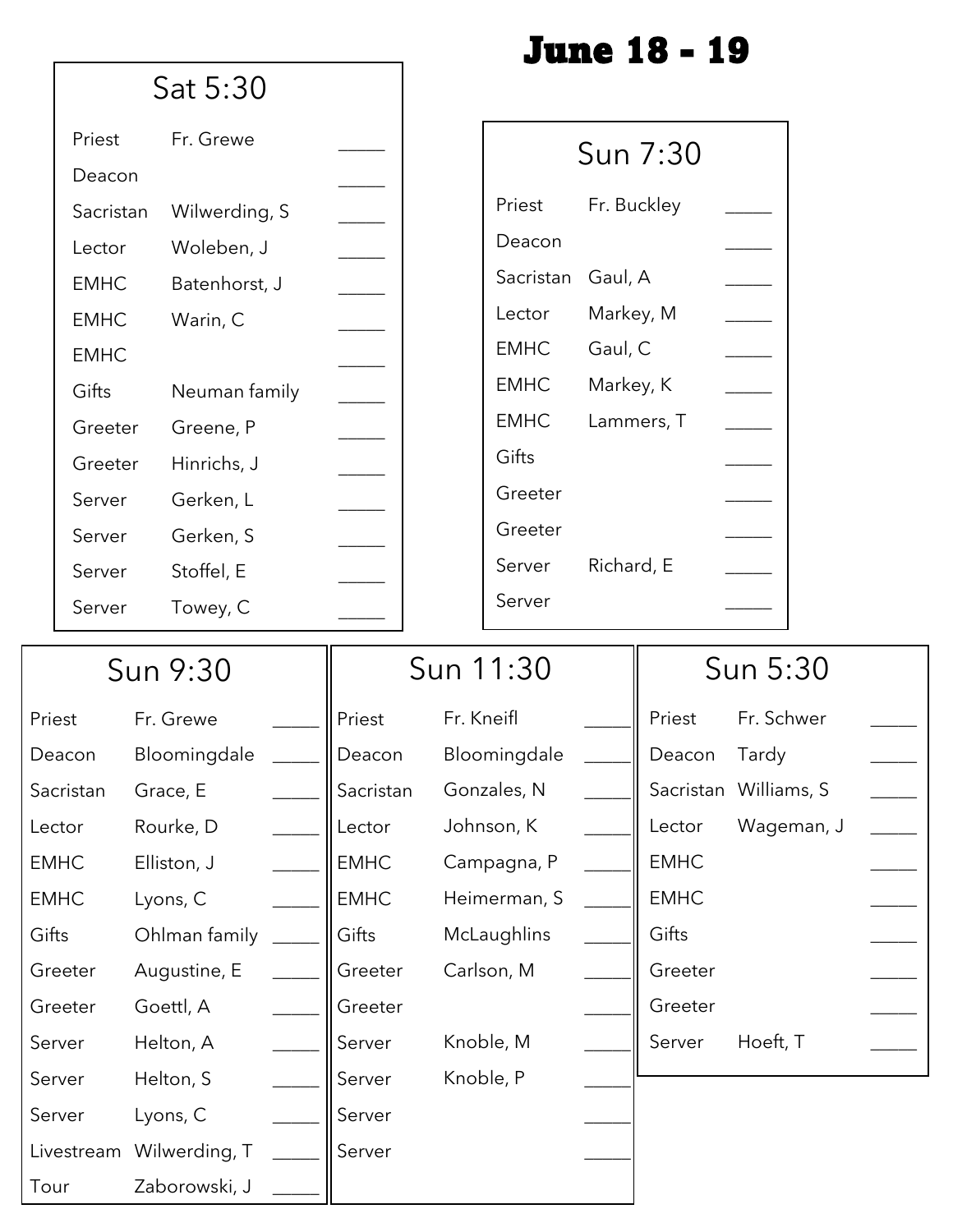# June 18 - 19

## Sat 5:30

| Role | Name | |
|---|---|---|
| Priest | Fr. Grewe | _____ |
| Deacon | | _____ |
| Sacristan | Wilwerding, S | _____ |
| Lector | Woleben, J | _____ |
| EMHC | Batenhorst, J | _____ |
| EMHC | Warin, C | _____ |
| EMHC | | _____ |
| Gifts | Neuman family | _____ |
| Greeter | Greene, P | _____ |
| Greeter | Hinrichs, J | _____ |
| Server | Gerken, L | _____ |
| Server | Gerken, S | _____ |
| Server | Stoffel, E | _____ |
| Server | Towey, C | _____ |

## Sun 7:30

| Role | Name | |
|---|---|---|
| Priest | Fr. Buckley | _____ |
| Deacon | | _____ |
| Sacristan | Gaul, A | _____ |
| Lector | Markey, M | _____ |
| EMHC | Gaul, C | _____ |
| EMHC | Markey, K | _____ |
| EMHC | Lammers, T | _____ |
| Gifts | | _____ |
| Greeter | | _____ |
| Greeter | | _____ |
| Server | Richard, E | _____ |
| Server | | _____ |

## Sun 9:30

| Role | Name | |
|---|---|---|
| Priest | Fr. Grewe | _____ |
| Deacon | Bloomingdale | _____ |
| Sacristan | Grace, E | _____ |
| Lector | Rourke, D | _____ |
| EMHC | Elliston, J | _____ |
| EMHC | Lyons, C | _____ |
| Gifts | Ohlman family | _____ |
| Greeter | Augustine, E | _____ |
| Greeter | Goettl, A | _____ |
| Server | Helton, A | _____ |
| Server | Helton, S | _____ |
| Server | Lyons, C | _____ |
| Livestream | Wilwerding, T | _____ |
| Tour | Zaborowski, J | _____ |

## Sun 11:30

| Role | Name | |
|---|---|---|
| Priest | Fr. Kneifl | _____ |
| Deacon | Bloomingdale | _____ |
| Sacristan | Gonzales, N | _____ |
| Lector | Johnson, K | _____ |
| EMHC | Campagna, P | _____ |
| EMHC | Heimerman, S | _____ |
| Gifts | McLaughlins | _____ |
| Greeter | Carlson, M | _____ |
| Greeter | | _____ |
| Server | Knoble, M | _____ |
| Server | Knoble, P | _____ |
| Server | | _____ |
| Server | | _____ |

## Sun 5:30

| Role | Name | |
|---|---|---|
| Priest | Fr. Schwer | _____ |
| Deacon | Tardy | _____ |
| Sacristan | Williams, S | _____ |
| Lector | Wageman, J | _____ |
| EMHC | | _____ |
| EMHC | | _____ |
| Gifts | | _____ |
| Greeter | | _____ |
| Greeter | | _____ |
| Server | Hoeft, T | _____ |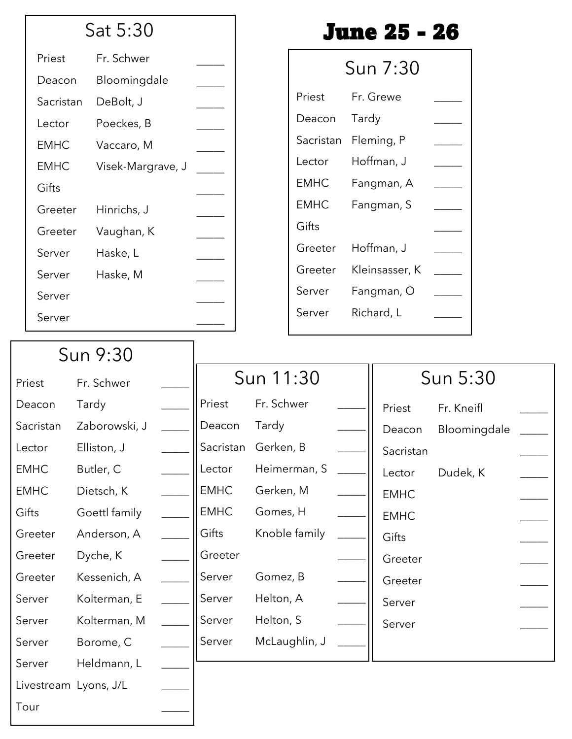# June 25 - 26

## Sat 5:30

| | | |
|---|---|---|
| Priest | Fr. Schwer | _____ |
| Deacon | Bloomingdale | _____ |
| Sacristan | DeBolt, J | _____ |
| Lector | Poeckes, B | _____ |
| EMHC | Vaccaro, M | _____ |
| EMHC | Visek-Margrave, J | _____ |
| Gifts | | _____ |
| Greeter | Hinrichs, J | _____ |
| Greeter | Vaughan, K | _____ |
| Server | Haske, L | _____ |
| Server | Haske, M | _____ |
| Server | | _____ |
| Server | | _____ |

## Sun 7:30

| | | |
|---|---|---|
| Priest | Fr. Grewe | _____ |
| Deacon | Tardy | _____ |
| Sacristan | Fleming, P | _____ |
| Lector | Hoffman, J | _____ |
| EMHC | Fangman, A | _____ |
| EMHC | Fangman, S | _____ |
| Gifts | | _____ |
| Greeter | Hoffman, J | _____ |
| Greeter | Kleinsasser, K | _____ |
| Server | Fangman, O | _____ |
| Server | Richard, L | _____ |

## Sun 9:30

| | | |
|---|---|---|
| Priest | Fr. Schwer | _____ |
| Deacon | Tardy | _____ |
| Sacristan | Zaborowski, J | _____ |
| Lector | Elliston, J | _____ |
| EMHC | Butler, C | _____ |
| EMHC | Dietsch, K | _____ |
| Gifts | Goettl family | _____ |
| Greeter | Anderson, A | _____ |
| Greeter | Dyche, K | _____ |
| Greeter | Kessenich, A | _____ |
| Server | Kolterman, E | _____ |
| Server | Kolterman, M | _____ |
| Server | Borome, C | _____ |
| Server | Heldmann, L | _____ |
| Livestream | Lyons, J/L | _____ |
| Tour | | _____ |

## Sun 11:30

| | | |
|---|---|---|
| Priest | Fr. Schwer | _____ |
| Deacon | Tardy | _____ |
| Sacristan | Gerken, B | _____ |
| Lector | Heimerman, S | _____ |
| EMHC | Gerken, M | _____ |
| EMHC | Gomes, H | _____ |
| Gifts | Knoble family | _____ |
| Greeter | | _____ |
| Server | Gomez, B | _____ |
| Server | Helton, A | _____ |
| Server | Helton, S | _____ |
| Server | McLaughlin, J | _____ |

## Sun 5:30

| | | |
|---|---|---|
| Priest | Fr. Kneifl | _____ |
| Deacon | Bloomingdale | _____ |
| Sacristan | | _____ |
| Lector | Dudek, K | _____ |
| EMHC | | _____ |
| EMHC | | _____ |
| Gifts | | _____ |
| Greeter | | _____ |
| Greeter | | _____ |
| Server | | _____ |
| Server | | _____ |